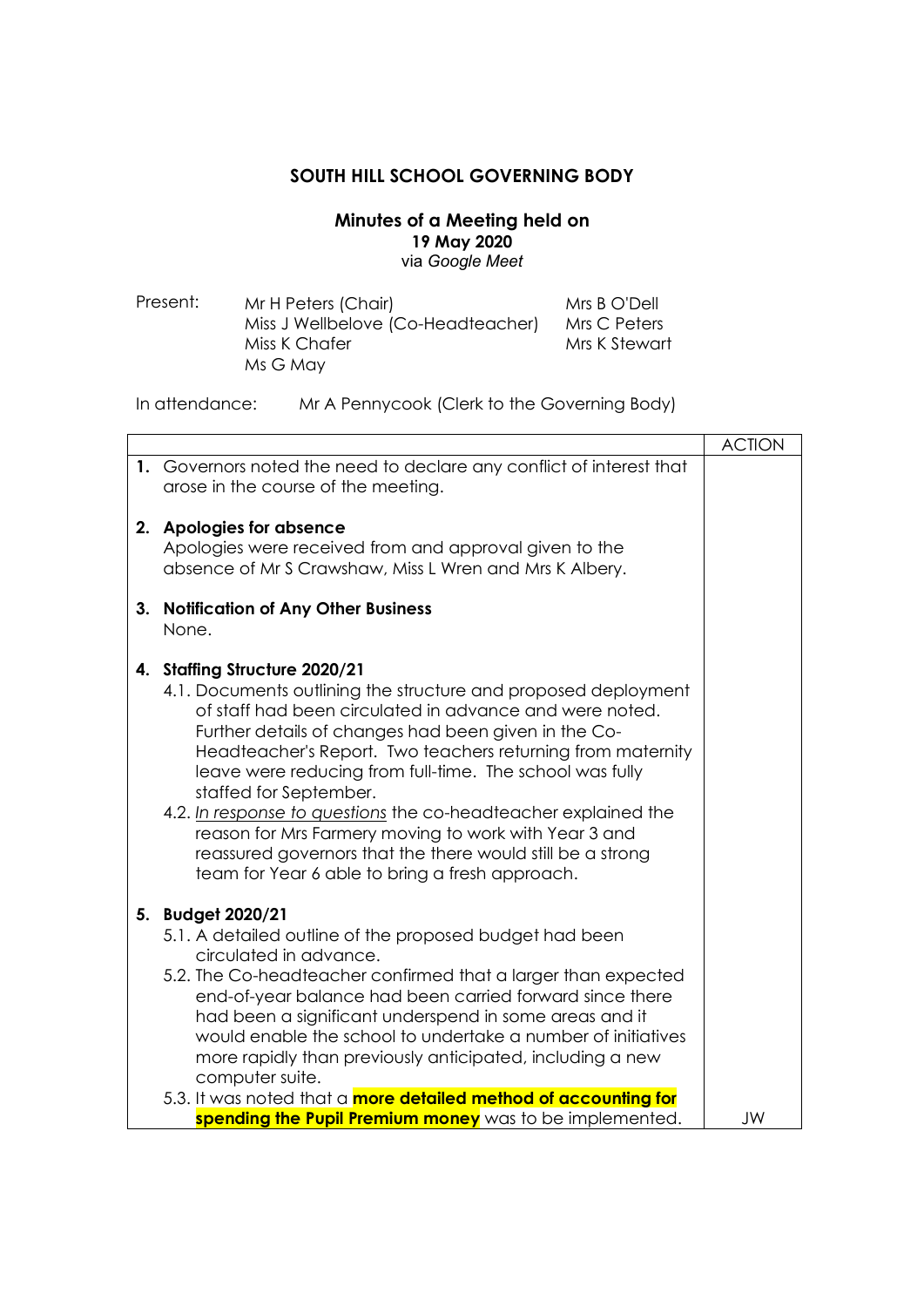# SOUTH HILL SCHOOL GOVERNING BODY

## Minutes of a Meeting held on
**19 May 2020**
via *Google Meet*

Present:
- Mr H Peters (Chair)
- Miss J Wellbelove (Co-Headteacher)
- Miss K Chafer
- Ms G May
- Mrs B O'Dell
- Mrs C Peters
- Mrs K Stewart

In attendance: Mr A Pennycook (Clerk to the Governing Body)

| | ACTION |
|---|---|
| **1.** Governors noted the need to declare any conflict of interest that arose in the course of the meeting. | |
| **2. Apologies for absence**<br>Apologies were received from and approval given to the absence of Mr S Crawshaw, Miss L Wren and Mrs K Albery. | |
| **3. Notification of Any Other Business**<br>None. | |
| **4. Staffing Structure 2020/21**<br>4.1. Documents outlining the structure and proposed deployment of staff had been circulated in advance and were noted. Further details of changes had been given in the Co-Headteacher's Report. Two teachers returning from maternity leave were reducing from full-time. The school was fully staffed for September.<br>4.2. *In response to questions* the co-headteacher explained the reason for Mrs Farmery moving to work with Year 3 and reassured governors that the there would still be a strong team for Year 6 able to bring a fresh approach. | |
| **5. Budget 2020/21**<br>5.1. A detailed outline of the proposed budget had been circulated in advance.<br>5.2. The Co-headteacher confirmed that a larger than expected end-of-year balance had been carried forward since there had been a significant underspend in some areas and it would enable the school to undertake a number of initiatives more rapidly than previously anticipated, including a new computer suite.<br>5.3. It was noted that a **more detailed method of accounting for spending the Pupil Premium money** was to be implemented. | JW |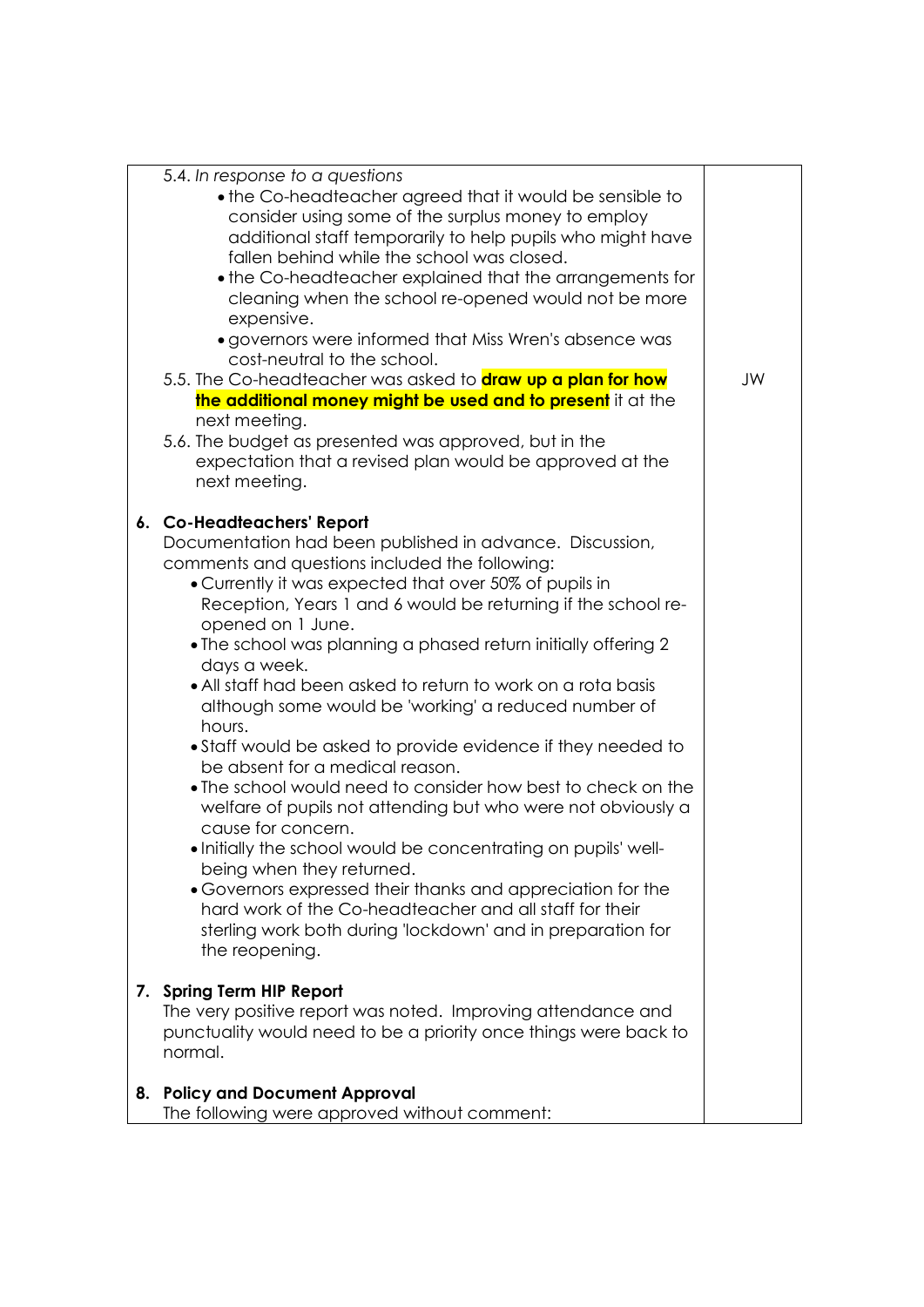| | |
|---|---|
| 5.4. *In response to a questions*<br>• the Co-headteacher agreed that it would be sensible to consider using some of the surplus money to employ additional staff temporarily to help pupils who might have fallen behind while the school was closed.<br>• the Co-headteacher explained that the arrangements for cleaning when the school re-opened would not be more expensive.<br>• governors were informed that Miss Wren's absence was cost-neutral to the school.<br>5.5. The Co-headteacher was asked to **draw up a plan for how the additional money might be used and to present** it at the next meeting.<br>5.6. The budget as presented was approved, but in the expectation that a revised plan would be approved at the next meeting.<br><br>**6. Co-Headteachers' Report**<br>Documentation had been published in advance. Discussion, comments and questions included the following:<br>• Currently it was expected that over 50% of pupils in Reception, Years 1 and 6 would be returning if the school re-opened on 1 June.<br>• The school was planning a phased return initially offering 2 days a week.<br>• All staff had been asked to return to work on a rota basis although some would be 'working' a reduced number of hours.<br>• Staff would be asked to provide evidence if they needed to be absent for a medical reason.<br>• The school would need to consider how best to check on the welfare of pupils not attending but who were not obviously a cause for concern.<br>• Initially the school would be concentrating on pupils' well-being when they returned.<br>• Governors expressed their thanks and appreciation for the hard work of the Co-headteacher and all staff for their sterling work both during 'lockdown' and in preparation for the reopening.<br><br>**7. Spring Term HIP Report**<br>The very positive report was noted. Improving attendance and punctuality would need to be a priority once things were back to normal.<br><br>**8. Policy and Document Approval**<br>The following were approved without comment: | JW |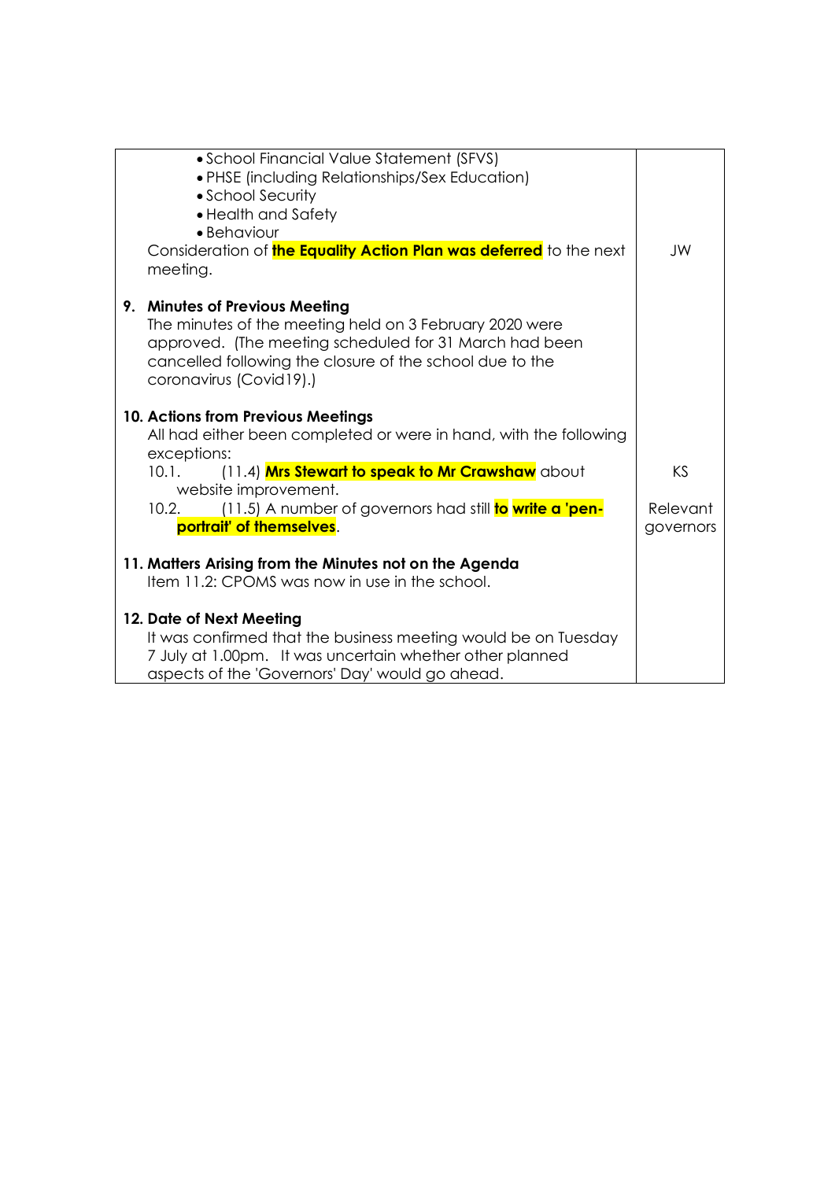| | |
|---|---|
| • School Financial Value Statement (SFVS)<br>• PHSE (including Relationships/Sex Education)<br>• School Security<br>• Health and Safety<br>• Behaviour<br>Consideration of **the Equality Action Plan was deferred** to the next meeting. | JW |
| **9. Minutes of Previous Meeting**<br>The minutes of the meeting held on 3 February 2020 were approved. (The meeting scheduled for 31 March had been cancelled following the closure of the school due to the coronavirus (Covid19).) | |
| **10. Actions from Previous Meetings**<br>All had either been completed or were in hand, with the following exceptions: | |
| 10.1. (11.4) **Mrs Stewart to speak to Mr Crawshaw** about website improvement. | KS |
| 10.2. (11.5) A number of governors had still **to write a 'pen-portrait' of themselves**. | Relevant governors |
| **11. Matters Arising from the Minutes not on the Agenda**<br>Item 11.2: CPOMS was now in use in the school. | |
| **12. Date of Next Meeting**<br>It was confirmed that the business meeting would be on Tuesday 7 July at 1.00pm. It was uncertain whether other planned aspects of the 'Governors' Day' would go ahead. | |